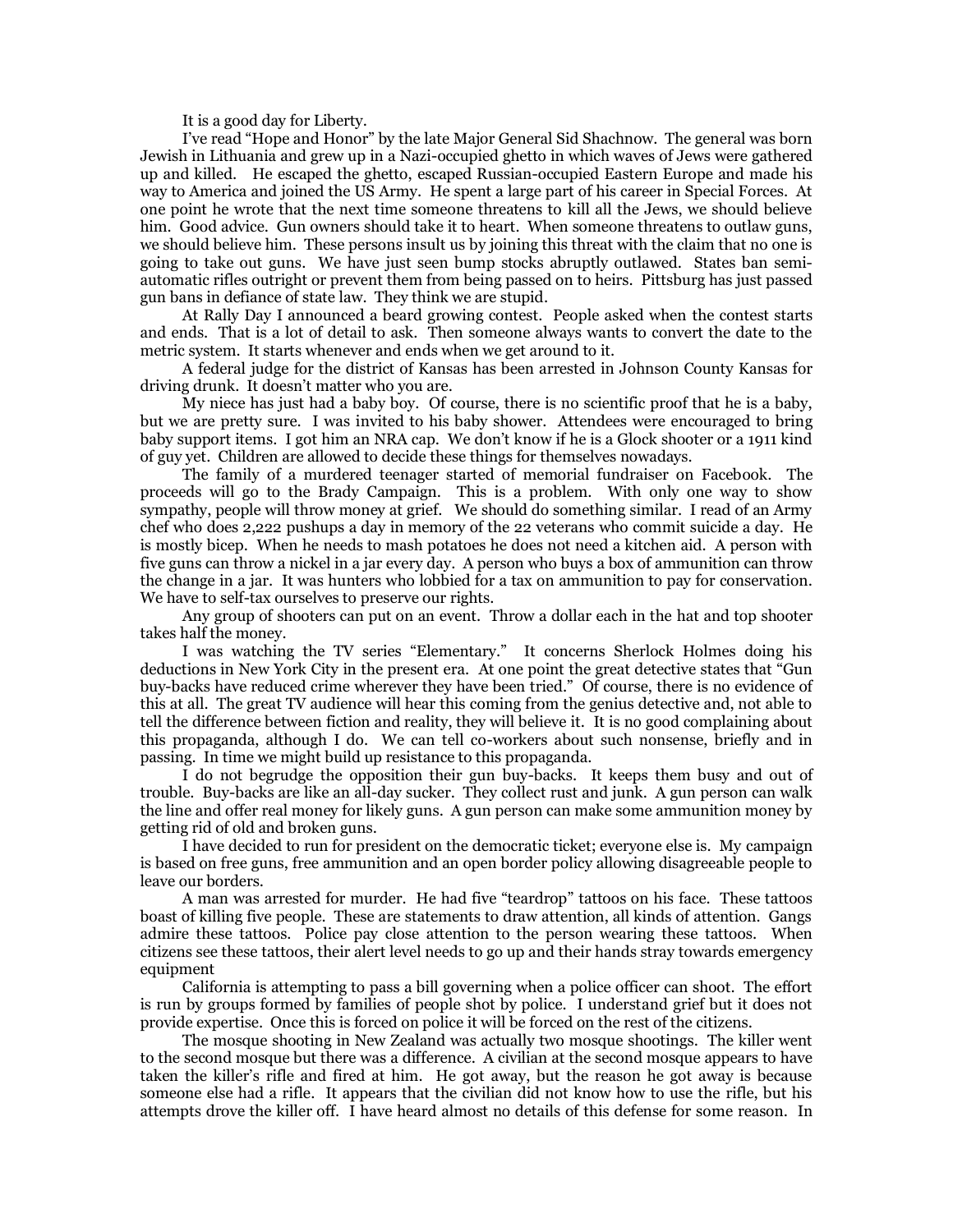It is a good day for Liberty.

I've read "Hope and Honor" by the late Major General Sid Shachnow. The general was born Jewish in Lithuania and grew up in a Nazi-occupied ghetto in which waves of Jews were gathered up and killed. He escaped the ghetto, escaped Russian-occupied Eastern Europe and made his way to America and joined the US Army. He spent a large part of his career in Special Forces. At one point he wrote that the next time someone threatens to kill all the Jews, we should believe him. Good advice. Gun owners should take it to heart. When someone threatens to outlaw guns, we should believe him. These persons insult us by joining this threat with the claim that no one is going to take out guns. We have just seen bump stocks abruptly outlawed. States ban semi-automatic rifles outright or prevent them from being passed on to heirs. Pittsburg has just passed gun bans in defiance of state law. They think we are stupid.

At Rally Day I announced a beard growing contest. People asked when the contest starts and ends. That is a lot of detail to ask. Then someone always wants to convert the date to the metric system. It starts whenever and ends when we get around to it.

A federal judge for the district of Kansas has been arrested in Johnson County Kansas for driving drunk. It doesn't matter who you are.

My niece has just had a baby boy. Of course, there is no scientific proof that he is a baby, but we are pretty sure. I was invited to his baby shower. Attendees were encouraged to bring baby support items. I got him an NRA cap. We don't know if he is a Glock shooter or a 1911 kind of guy yet. Children are allowed to decide these things for themselves nowadays.

The family of a murdered teenager started of memorial fundraiser on Facebook. The proceeds will go to the Brady Campaign. This is a problem. With only one way to show sympathy, people will throw money at grief. We should do something similar. I read of an Army chef who does 2,222 pushups a day in memory of the 22 veterans who commit suicide a day. He is mostly bicep. When he needs to mash potatoes he does not need a kitchen aid. A person with five guns can throw a nickel in a jar every day. A person who buys a box of ammunition can throw the change in a jar. It was hunters who lobbied for a tax on ammunition to pay for conservation. We have to self-tax ourselves to preserve our rights.

Any group of shooters can put on an event. Throw a dollar each in the hat and top shooter takes half the money.

I was watching the TV series "Elementary." It concerns Sherlock Holmes doing his deductions in New York City in the present era. At one point the great detective states that "Gun buy-backs have reduced crime wherever they have been tried." Of course, there is no evidence of this at all. The great TV audience will hear this coming from the genius detective and, not able to tell the difference between fiction and reality, they will believe it. It is no good complaining about this propaganda, although I do. We can tell co-workers about such nonsense, briefly and in passing. In time we might build up resistance to this propaganda.

I do not begrudge the opposition their gun buy-backs. It keeps them busy and out of trouble. Buy-backs are like an all-day sucker. They collect rust and junk. A gun person can walk the line and offer real money for likely guns. A gun person can make some ammunition money by getting rid of old and broken guns.

I have decided to run for president on the democratic ticket; everyone else is. My campaign is based on free guns, free ammunition and an open border policy allowing disagreeable people to leave our borders.

A man was arrested for murder. He had five "teardrop" tattoos on his face. These tattoos boast of killing five people. These are statements to draw attention, all kinds of attention. Gangs admire these tattoos. Police pay close attention to the person wearing these tattoos. When citizens see these tattoos, their alert level needs to go up and their hands stray towards emergency equipment

California is attempting to pass a bill governing when a police officer can shoot. The effort is run by groups formed by families of people shot by police. I understand grief but it does not provide expertise. Once this is forced on police it will be forced on the rest of the citizens.

The mosque shooting in New Zealand was actually two mosque shootings. The killer went to the second mosque but there was a difference. A civilian at the second mosque appears to have taken the killer's rifle and fired at him. He got away, but the reason he got away is because someone else had a rifle. It appears that the civilian did not know how to use the rifle, but his attempts drove the killer off. I have heard almost no details of this defense for some reason. In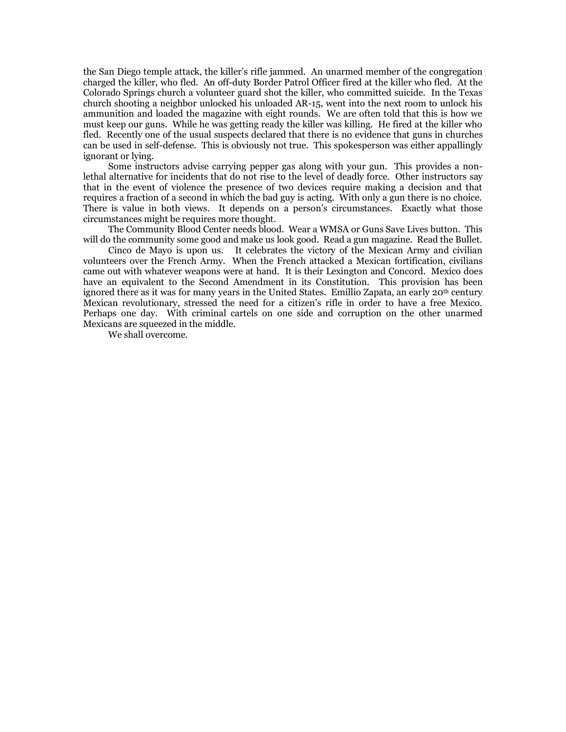the San Diego temple attack, the killer's rifle jammed. An unarmed member of the congregation charged the killer, who fled. An off-duty Border Patrol Officer fired at the killer who fled. At the Colorado Springs church a volunteer guard shot the killer, who committed suicide. In the Texas church shooting a neighbor unlocked his unloaded AR-15, went into the next room to unlock his ammunition and loaded the magazine with eight rounds. We are often told that this is how we must keep our guns. While he was getting ready the killer was killing. He fired at the killer who fled. Recently one of the usual suspects declared that there is no evidence that guns in churches can be used in self-defense. This is obviously not true. This spokesperson was either appallingly ignorant or lying.

Some instructors advise carrying pepper gas along with your gun. This provides a non-lethal alternative for incidents that do not rise to the level of deadly force. Other instructors say that in the event of violence the presence of two devices require making a decision and that requires a fraction of a second in which the bad guy is acting. With only a gun there is no choice. There is value in both views. It depends on a person's circumstances. Exactly what those circumstances might be requires more thought.

The Community Blood Center needs blood. Wear a WMSA or Guns Save Lives button. This will do the community some good and make us look good. Read a gun magazine. Read the Bullet.

Cinco de Mayo is upon us. It celebrates the victory of the Mexican Army and civilian volunteers over the French Army. When the French attacked a Mexican fortification, civilians came out with whatever weapons were at hand. It is their Lexington and Concord. Mexico does have an equivalent to the Second Amendment in its Constitution. This provision has been ignored there as it was for many years in the United States. Emillio Zapata, an early 20th century Mexican revolutionary, stressed the need for a citizen's rifle in order to have a free Mexico. Perhaps one day. With criminal cartels on one side and corruption on the other unarmed Mexicans are squeezed in the middle.

We shall overcome.